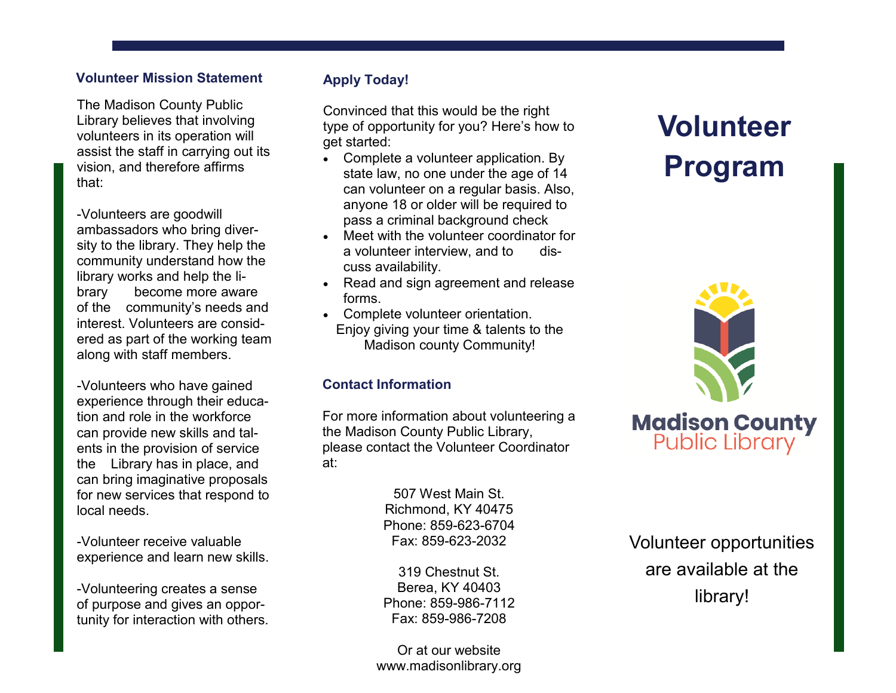## Volunteer Mission Statement

The Madison County Public Library believes that involving volunteers in its operation will assist the staff in carrying out its vision, and therefore affirms that:

-Volunteers are goodwill ambassadors who bring diversity to the library. They help the community understand how the library works and help the library become more aware of the community's needs and interest. Volunteers are considered as part of the working team along with staff members.

-Volunteers who have gained experience through their education and role in the workforce can provide new skills and talents in the provision of service the Library has in place, and can bring imaginative proposals for new services that respond to local needs.

-Volunteer receive valuable experience and learn new skills.

-Volunteering creates a sense of purpose and gives an opportunity for interaction with others.

## Apply Today!

Convinced that this would be the right type of opportunity for you? Here's how to get started:

- Complete a volunteer application. By state law, no one under the age of 14 can volunteer on a regular basis. Also, anyone 18 or older will be required to pass a criminal background check
- Meet with the volunteer coordinator for a volunteer interview, and to discuss availability.
- Read and sign agreement and release forms.
- Complete volunteer orientation.

Enjoy giving your time & talents to the Madison county Community!

## Contact Information

For more information about volunteering a the Madison County Public Library, please contact the Volunteer Coordinator at:

507 West Main St.
Richmond, KY 40475
Phone: 859-623-6704
Fax: 859-623-2032

319 Chestnut St.
Berea, KY 40403
Phone: 859-986-7112
Fax: 859-986-7208

Or at our website
www.madisonlibrary.org

# Volunteer Program

Madison County
Public Library

Volunteer opportunities are available at the library!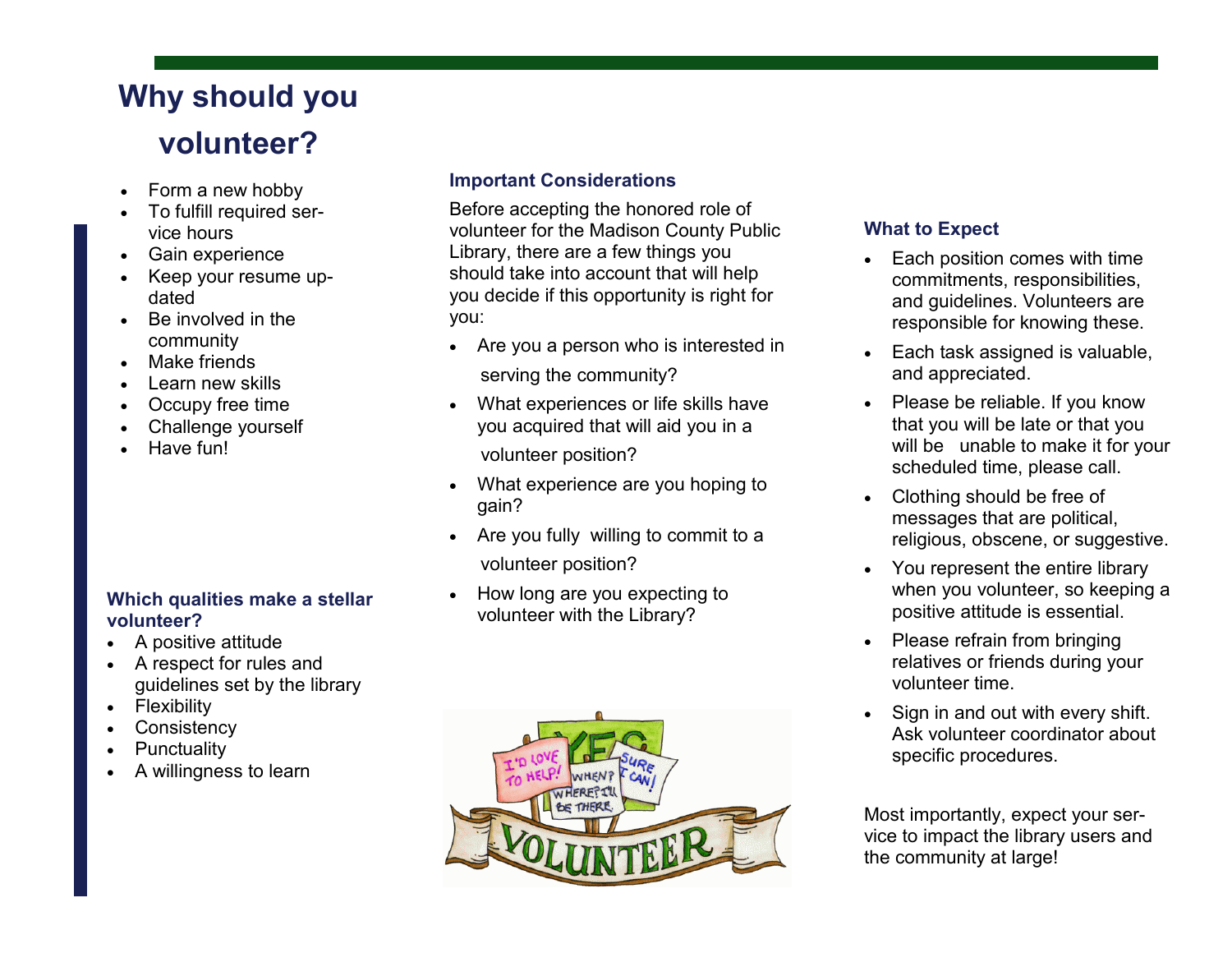# Why should you volunteer?

- Form a new hobby
- To fulfill required service hours
- Gain experience
- Keep your resume updated
- Be involved in the community
- Make friends
- Learn new skills
- Occupy free time
- Challenge yourself
- Have fun!

### Which qualities make a stellar volunteer?

- A positive attitude
- A respect for rules and guidelines set by the library
- Flexibility
- Consistency
- Punctuality
- A willingness to learn

### Important Considerations

Before accepting the honored role of volunteer for the Madison County Public Library, there are a few things you should take into account that will help you decide if this opportunity is right for you:

- Are you a person who is interested in serving the community?
- What experiences or life skills have you acquired that will aid you in a volunteer position?
- What experience are you hoping to gain?
- Are you fully willing to commit to a volunteer position?
- How long are you expecting to volunteer with the Library?

### What to Expect

- Each position comes with time commitments, responsibilities, and guidelines. Volunteers are responsible for knowing these.
- Each task assigned is valuable, and appreciated.
- Please be reliable. If you know that you will be late or that you will be unable to make it for your scheduled time, please call.
- Clothing should be free of messages that are political, religious, obscene, or suggestive.
- You represent the entire library when you volunteer, so keeping a positive attitude is essential.
- Please refrain from bringing relatives or friends during your volunteer time.
- Sign in and out with every shift. Ask volunteer coordinator about specific procedures.

Most importantly, expect your service to impact the library users and the community at large!